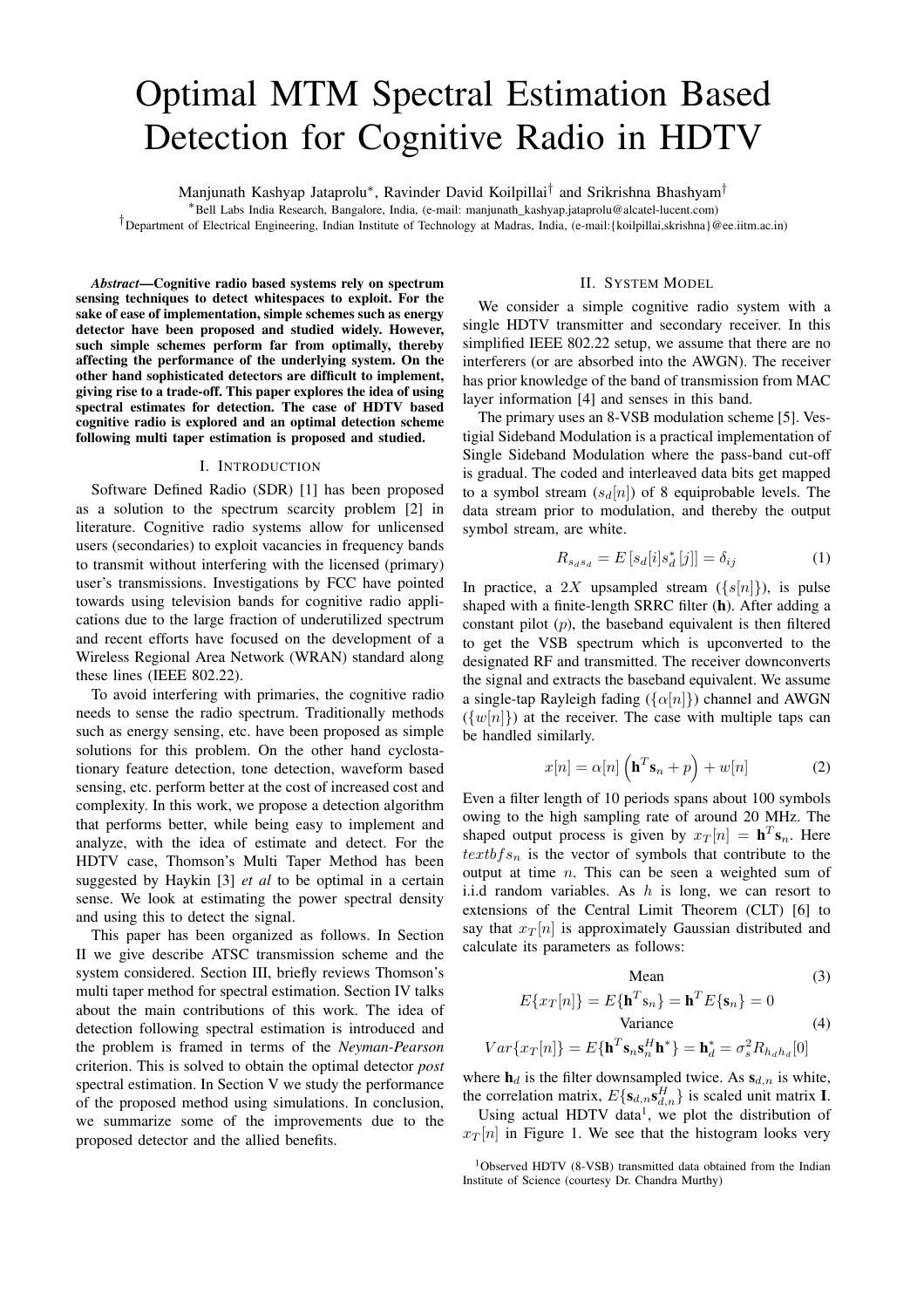# Optimal MTM Spectral Estimation Based Detection for Cognitive Radio in HDTV

Manjunath Kashyap Jataprolu*, Ravinder David Koilpillai† and Srikrishna Bhashyam†

*Bell Labs India Research, Bangalore, India, (e-mail: manjunath_kashyap.jataprolu@alcatel-lucent.com)

†Department of Electrical Engineering, Indian Institute of Technology at Madras, India, (e-mail:{koilpillai,skrishna}@ee.iitm.ac.in)

***Abstract*—Cognitive radio based systems rely on spectrum sensing techniques to detect whitespaces to exploit. For the sake of ease of implementation, simple schemes such as energy detector have been proposed and studied widely. However, such simple schemes perform far from optimally, thereby affecting the performance of the underlying system. On the other hand sophisticated detectors are difficult to implement, giving rise to a trade-off. This paper explores the idea of using spectral estimates for detection. The case of HDTV based cognitive radio is explored and an optimal detection scheme following multi taper estimation is proposed and studied.**

## I. Introduction

Software Defined Radio (SDR) [1] has been proposed as a solution to the spectrum scarcity problem [2] in literature. Cognitive radio systems allow for unlicensed users (secondaries) to exploit vacancies in frequency bands to transmit without interfering with the licensed (primary) user's transmissions. Investigations by FCC have pointed towards using television bands for cognitive radio applications due to the large fraction of underutilized spectrum and recent efforts have focused on the development of a Wireless Regional Area Network (WRAN) standard along these lines (IEEE 802.22).

To avoid interfering with primaries, the cognitive radio needs to sense the radio spectrum. Traditionally methods such as energy sensing, etc. have been proposed as simple solutions for this problem. On the other hand cyclostationary feature detection, tone detection, waveform based sensing, etc. perform better at the cost of increased cost and complexity. In this work, we propose a detection algorithm that performs better, while being easy to implement and analyze, with the idea of estimate and detect. For the HDTV case, Thomson's Multi Taper Method has been suggested by Haykin [3] *et al* to be optimal in a certain sense. We look at estimating the power spectral density and using this to detect the signal.

This paper has been organized as follows. In Section II we give describe ATSC transmission scheme and the system considered. Section III, briefly reviews Thomson's multi taper method for spectral estimation. Section IV talks about the main contributions of this work. The idea of detection following spectral estimation is introduced and the problem is framed in terms of the *Neyman-Pearson* criterion. This is solved to obtain the optimal detector *post* spectral estimation. In Section V we study the performance of the proposed method using simulations. In conclusion, we summarize some of the improvements due to the proposed detector and the allied benefits.

## II. System Model

We consider a simple cognitive radio system with a single HDTV transmitter and secondary receiver. In this simplified IEEE 802.22 setup, we assume that there are no interferers (or are absorbed into the AWGN). The receiver has prior knowledge of the band of transmission from MAC layer information [4] and senses in this band.

The primary uses an 8-VSB modulation scheme [5]. Vestigial Sideband Modulation is a practical implementation of Single Sideband Modulation where the pass-band cut-off is gradual. The coded and interleaved data bits get mapped to a symbol stream ($s_d[n]$) of 8 equiprobable levels. The data stream prior to modulation, and thereby the output symbol stream, are white.

$$R_{s_d s_d} = E\left[s_d[i] s_d^*[j]\right] = \delta_{ij} \tag{1}$$

In practice, a $2X$ upsampled stream ($\{s[n]\}$), is pulse shaped with a finite-length SRRC filter ($\mathbf{h}$). After adding a constant pilot ($p$), the baseband equivalent is then filtered to get the VSB spectrum which is upconverted to the designated RF and transmitted. The receiver downconverts the signal and extracts the baseband equivalent. We assume a single-tap Rayleigh fading ($\{\alpha[n]\}$) channel and AWGN ($\{w[n]\}$) at the receiver. The case with multiple taps can be handled similarly.

$$x[n] = \alpha[n]\left(\mathbf{h}^T \mathbf{s}_n + p\right) + w[n] \tag{2}$$

Even a filter length of 10 periods spans about 100 symbols owing to the high sampling rate of around 20 MHz. The shaped output process is given by $x_T[n] = \mathbf{h}^T \mathbf{s}_n$. Here $textbfs_n$ is the vector of symbols that contribute to the output at time $n$. This can be seen a weighted sum of i.i.d random variables. As $h$ is long, we can resort to extensions of the Central Limit Theorem (CLT) [6] to say that $x_T[n]$ is approximately Gaussian distributed and calculate its parameters as follows:

$$\text{Mean} \tag{3}$$

$$E\{x_T[n]\} = E\{\mathbf{h}^T \mathbf{s}_n\} = \mathbf{h}^T E\{\mathbf{s}_n\} = 0$$

$$\text{Variance} \tag{4}$$

$$Var\{x_T[n]\} = E\{\mathbf{h}^T \mathbf{s}_n \mathbf{s}_n^H \mathbf{h}^*\} = \mathbf{h}_d^* = \sigma_s^2 R_{h_d h_d}[0]$$

where $\mathbf{h}_d$ is the filter downsampled twice. As $\mathbf{s}_{d,n}$ is white, the correlation matrix, $E\{\mathbf{s}_{d,n}\mathbf{s}_{d,n}^H\}$ is scaled unit matrix $\mathbf{I}$.

Using actual HDTV data[1], we plot the distribution of $x_T[n]$ in Figure 1. We see that the histogram looks very

[1]Observed HDTV (8-VSB) transmitted data obtained from the Indian Institute of Science (courtesy Dr. Chandra Murthy)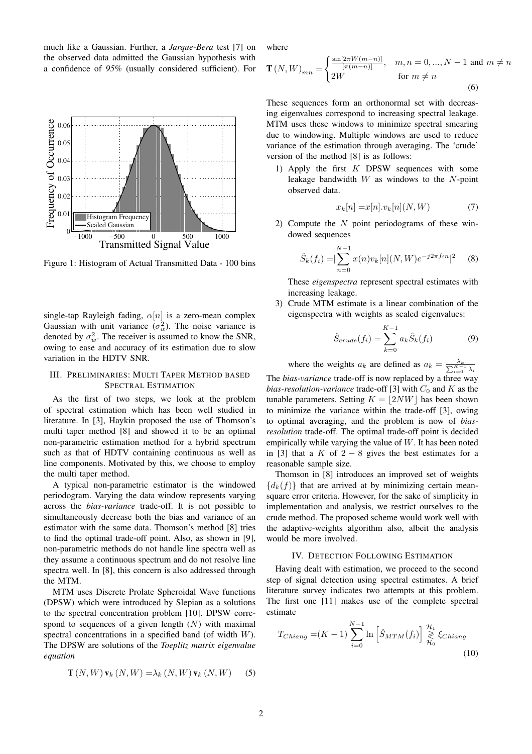much like a Gaussian. Further, a *Jarque-Bera* test [7] on the observed data admitted the Gaussian hypothesis with a confidence of *95%* (usually considered sufficient). For single-tap Rayleigh fading, $\alpha[n]$ is a zero-mean complex Gaussian with unit variance ($\sigma_\alpha^2$). The noise variance is denoted by $\sigma_w^2$. The receiver is assumed to know the SNR, owing to ease and accuracy of its estimation due to slow variation in the HDTV SNR.

Figure 1: Histogram of Actual Transmitted Data - 100 bins

## III. Preliminaries: Multi Taper Method based Spectral Estimation

As the first of two steps, we look at the problem of spectral estimation which has been well studied in literature. In [3], Haykin proposed the use of Thomson's multi taper method [8] and showed it to be an optimal non-parametric estimation method for a hybrid spectrum such as that of HDTV containing continuous as well as line components. Motivated by this, we choose to employ the multi taper method.

A typical non-parametric estimator is the windowed periodogram. Varying the data window represents varying across the *bias-variance* trade-off. It is not possible to simultaneously decrease both the bias and variance of an estimator with the same data. Thomson's method [8] tries to find the optimal trade-off point. Also, as shown in [9], non-parametric methods do not handle line spectra well as they assume a continuous spectrum and do not resolve line spectra well. In [8], this concern is also addressed through the MTM.

MTM uses Discrete Prolate Spheroidal Wave functions (DPSW) which were introduced by Slepian as a solutions to the spectral concentration problem [10]. DPSW correspond to sequences of a given length ($N$) with maximal spectral concentrations in a specified band (of width $W$). The DPSW are solutions of the *Toeplitz matrix eigenvalue equation*

$$\mathbf{T}(N,W)\,\mathbf{v}_k(N,W) = \lambda_k(N,W)\,\mathbf{v}_k(N,W) \qquad (5)$$

where

$$\mathbf{T}(N,W)_{mn} = \begin{cases} \frac{\sin[2\pi W(m-n)]}{[\pi(m-n)]}, & m,n = 0,...,N-1 \text{ and } m \neq n \\ 2W & \text{for } m \neq n \end{cases} \qquad (6)$$

These sequences form an orthonormal set with decreasing eigenvalues correspond to increasing spectral leakage. MTM uses these windows to minimize spectral smearing due to windowing. Multiple windows are used to reduce variance of the estimation through averaging. The 'crude' version of the method [8] is as follows:

1) Apply the first $K$ DPSW sequences with some leakage bandwidth $W$ as windows to the $N$-point observed data.

$$x_k[n] = x[n].v_k[n](N,W) \qquad (7)$$

2) Compute the $N$ point periodograms of these windowed sequences

$$\hat{S}_k(f_i) = |\sum_{n=0}^{N-1} x(n) v_k[n](N,W) e^{-j2\pi f_i n}|^2 \qquad (8)$$

These *eigenspectra* represent spectral estimates with increasing leakage.

3) Crude MTM estimate is a linear combination of the eigenspectra with weights as scaled eigenvalues:

$$\hat{S}_{crude}(f_i) = \sum_{k=0}^{K-1} a_k \hat{S}_k(f_i) \qquad (9)$$

where the weights $a_k$ are defined as $a_k = \frac{\lambda_k}{\sum_{i=0}^{K-1}\lambda_i}$

The *bias-variance* trade-off is now replaced by a three way *bias-resolution-variance* trade-off [3] with $C_0$ and $K$ as the tunable parameters. Setting $K = \lfloor 2NW \rfloor$ has been shown to minimize the variance within the trade-off [3], owing to optimal averaging, and the problem is now of *bias-resolution* trade-off. The optimal trade-off point is decided empirically while varying the value of $W$. It has been noted in [3] that a $K$ of $2-8$ gives the best estimates for a reasonable sample size.

Thomson in [8] introduces an improved set of weights $\{d_k(f)\}$ that are arrived at by minimizing certain mean-square error criteria. However, for the sake of simplicity in implementation and analysis, we restrict ourselves to the crude method. The proposed scheme would work well with the adaptive-weights algorithm also, albeit the analysis would be more involved.

## IV. Detection Following Estimation

Having dealt with estimation, we proceed to the second step of signal detection using spectral estimates. A brief literature survey indicates two attempts at this problem. The first one [11] makes use of the complete spectral estimate

$$T_{Chiang} = (K-1)\sum_{i=0}^{N-1} \ln\left[\hat{S}_{MTM}(f_i)\right] \underset{\mathcal{H}_0}{\overset{\mathcal{H}_1}{\gtrless}} \xi_{Chiang} \qquad (10)$$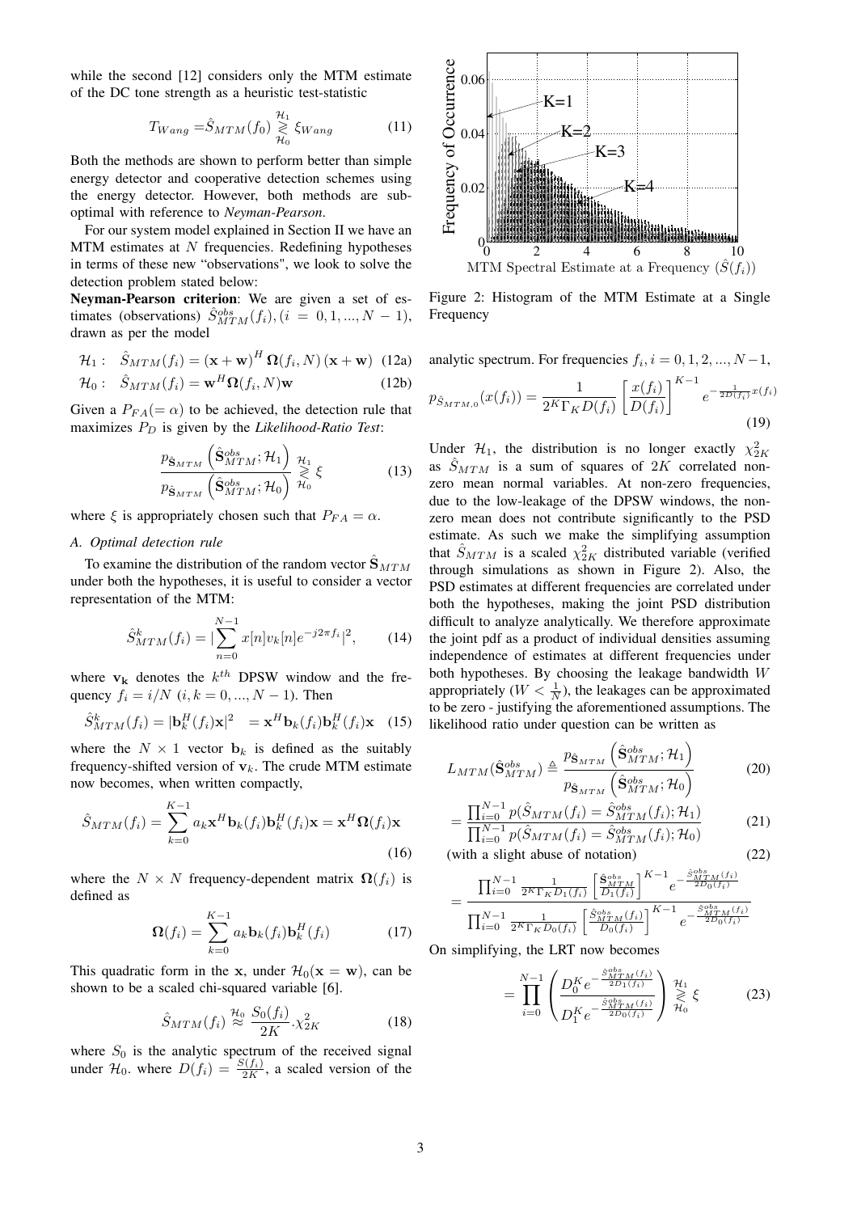while the second [12] considers only the MTM estimate of the DC tone strength as a heuristic test-statistic

$$T_{Wang} = \hat{S}_{MTM}(f_0) \underset{\mathcal{H}_0}{\overset{\mathcal{H}_1}{\gtrless}} \xi_{Wang} \tag{11}$$

Both the methods are shown to perform better than simple energy detector and cooperative detection schemes using the energy detector. However, both methods are sub-optimal with reference to *Neyman-Pearson*.

For our system model explained in Section II we have an MTM estimates at $N$ frequencies. Redefining hypotheses in terms of these new "observations", we look to solve the detection problem stated below:

**Neyman-Pearson criterion**: We are given a set of estimates (observations) $\hat{S}^{obs}_{MTM}(f_i), (i = 0, 1, ..., N-1)$, drawn as per the model

$$\mathcal{H}_1: \quad \hat{S}_{MTM}(f_i) = (\mathbf{x}+\mathbf{w})^H \mathbf{\Omega}(f_i, N)(\mathbf{x}+\mathbf{w}) \tag{12a}$$

$$\mathcal{H}_0: \quad \hat{S}_{MTM}(f_i) = \mathbf{w}^H \mathbf{\Omega}(f_i, N)\mathbf{w} \tag{12b}$$

Given a $P_{FA}(=\alpha)$ to be achieved, the detection rule that maximizes $P_D$ is given by the *Likelihood-Ratio Test*:

$$\frac{p_{\hat{\mathbf{S}}_{MTM}}\left(\hat{\mathbf{S}}^{obs}_{MTM}; \mathcal{H}_1\right)}{p_{\hat{\mathbf{S}}_{MTM}}\left(\hat{\mathbf{S}}^{obs}_{MTM}; \mathcal{H}_0\right)} \underset{\mathcal{H}_0}{\overset{\mathcal{H}_1}{\gtrless}} \xi \tag{13}$$

where $\xi$ is appropriately chosen such that $P_{FA} = \alpha$.

### A. Optimal detection rule

To examine the distribution of the random vector $\hat{\mathbf{S}}_{MTM}$ under both the hypotheses, it is useful to consider a vector representation of the MTM:

$$\hat{S}^k_{MTM}(f_i) = \left|\sum_{n=0}^{N-1} x[n]v_k[n]e^{-j2\pi f_i}\right|^2, \tag{14}$$

where $\mathbf{v_k}$ denotes the $k^{th}$ DPSW window and the frequency $f_i = i/N$ $(i, k = 0, ..., N-1)$. Then

$$\hat{S}^k_{MTM}(f_i) = |\mathbf{b}^H_k(f_i)\mathbf{x}|^2 \quad = \mathbf{x}^H\mathbf{b}_k(f_i)\mathbf{b}^H_k(f_i)\mathbf{x} \tag{15}$$

where the $N \times 1$ vector $\mathbf{b}_k$ is defined as the suitably frequency-shifted version of $\mathbf{v}_k$. The crude MTM estimate now becomes, when written compactly,

$$\hat{S}_{MTM}(f_i) = \sum_{k=0}^{K-1} a_k \mathbf{x}^H\mathbf{b}_k(f_i)\mathbf{b}^H_k(f_i)\mathbf{x} = \mathbf{x}^H\mathbf{\Omega}(f_i)\mathbf{x} \tag{16}$$

where the $N \times N$ frequency-dependent matrix $\mathbf{\Omega}(f_i)$ is defined as

$$\mathbf{\Omega}(f_i) = \sum_{k=0}^{K-1} a_k \mathbf{b}_k(f_i)\mathbf{b}^H_k(f_i) \tag{17}$$

This quadratic form in the $\mathbf{x}$, under $\mathcal{H}_0(\mathbf{x} = \mathbf{w})$, can be shown to be a scaled chi-squared variable [6].

$$\hat{S}_{MTM}(f_i) \overset{\mathcal{H}_0}{\approx} \frac{S_0(f_i)}{2K}.\chi^2_{2K} \tag{18}$$

where $S_0$ is the analytic spectrum of the received signal under $\mathcal{H}_0$. where $D(f_i) = \frac{S(f_i)}{2K}$, a scaled version of the analytic spectrum. For frequencies $f_i, i = 0, 1, 2, ..., N-1$,

$$p_{\hat{S}_{MTM,0}}(x(f_i)) = \frac{1}{2^K\Gamma_K D(f_i)}\left[\frac{x(f_i)}{D(f_i)}\right]^{K-1} e^{-\frac{1}{2D(f_i)}x(f_i)} \tag{19}$$

Figure 2: Histogram of the MTM Estimate at a Single Frequency

Under $\mathcal{H}_1$, the distribution is no longer exactly $\chi^2_{2K}$ as $\hat{S}_{MTM}$ is a sum of squares of $2K$ correlated non-zero mean normal variables. At non-zero frequencies, due to the low-leakage of the DPSW windows, the non-zero mean does not contribute significantly to the PSD estimate. As such we make the simplifying assumption that $\hat{S}_{MTM}$ is a scaled $\chi^2_{2K}$ distributed variable (verified through simulations as shown in Figure 2). Also, the PSD estimates at different frequencies are correlated under both the hypotheses, making the joint PSD distribution difficult to analyze analytically. We therefore approximate the joint pdf as a product of individual densities assuming independence of estimates at different frequencies under both hypotheses. By choosing the leakage bandwidth $W$ appropriately ($W < \frac{1}{N}$), the leakages can be approximated to be zero - justifying the aforementioned assumptions. The likelihood ratio under question can be written as

$$L_{MTM}(\hat{\mathbf{S}}^{obs}_{MTM}) \triangleq \frac{p_{\hat{\mathbf{S}}_{MTM}}\left(\hat{\mathbf{S}}^{obs}_{MTM}; \mathcal{H}_1\right)}{p_{\hat{\mathbf{S}}_{MTM}}\left(\hat{\mathbf{S}}^{obs}_{MTM}; \mathcal{H}_0\right)} \tag{20}$$

$$= \frac{\prod_{i=0}^{N-1} p(\hat{S}_{MTM}(f_i) = \hat{S}^{obs}_{MTM}(f_i); \mathcal{H}_1)}{\prod_{i=0}^{N-1} p(\hat{S}_{MTM}(f_i) = \hat{S}^{obs}_{MTM}(f_i); \mathcal{H}_0)} \tag{21}$$

(with a slight abuse of notation) (22)

$$= \frac{\prod_{i=0}^{N-1} \frac{1}{2^K\Gamma_K D_1(f_i)}\left[\frac{\hat{\mathbf{S}}^{obs}_{MTM}}{D_1(f_i)}\right]^{K-1} e^{-\frac{\hat{S}^{obs}_{MTM}(f_i)}{2D_1(f_i)}}}{\prod_{i=0}^{N-1} \frac{1}{2^K\Gamma_K D_0(f_i)}\left[\frac{\hat{S}^{obs}_{MTM}(f_i)}{D_0(f_i)}\right]^{K-1} e^{-\frac{\hat{S}^{obs}_{MTM}(f_i)}{2D_0(f_i)}}}$$

On simplifying, the LRT now becomes

$$= \prod_{i=0}^{N-1}\left(\frac{D^K_0 e^{-\frac{\hat{S}^{obs}_{MTM}(f_i)}{2D_1(f_i)}}}{D^K_1 e^{-\frac{\hat{S}^{obs}_{MTM}(f_i)}{2D_0(f_i)}}}\right) \underset{\mathcal{H}_0}{\overset{\mathcal{H}_1}{\gtrless}} \xi \tag{23}$$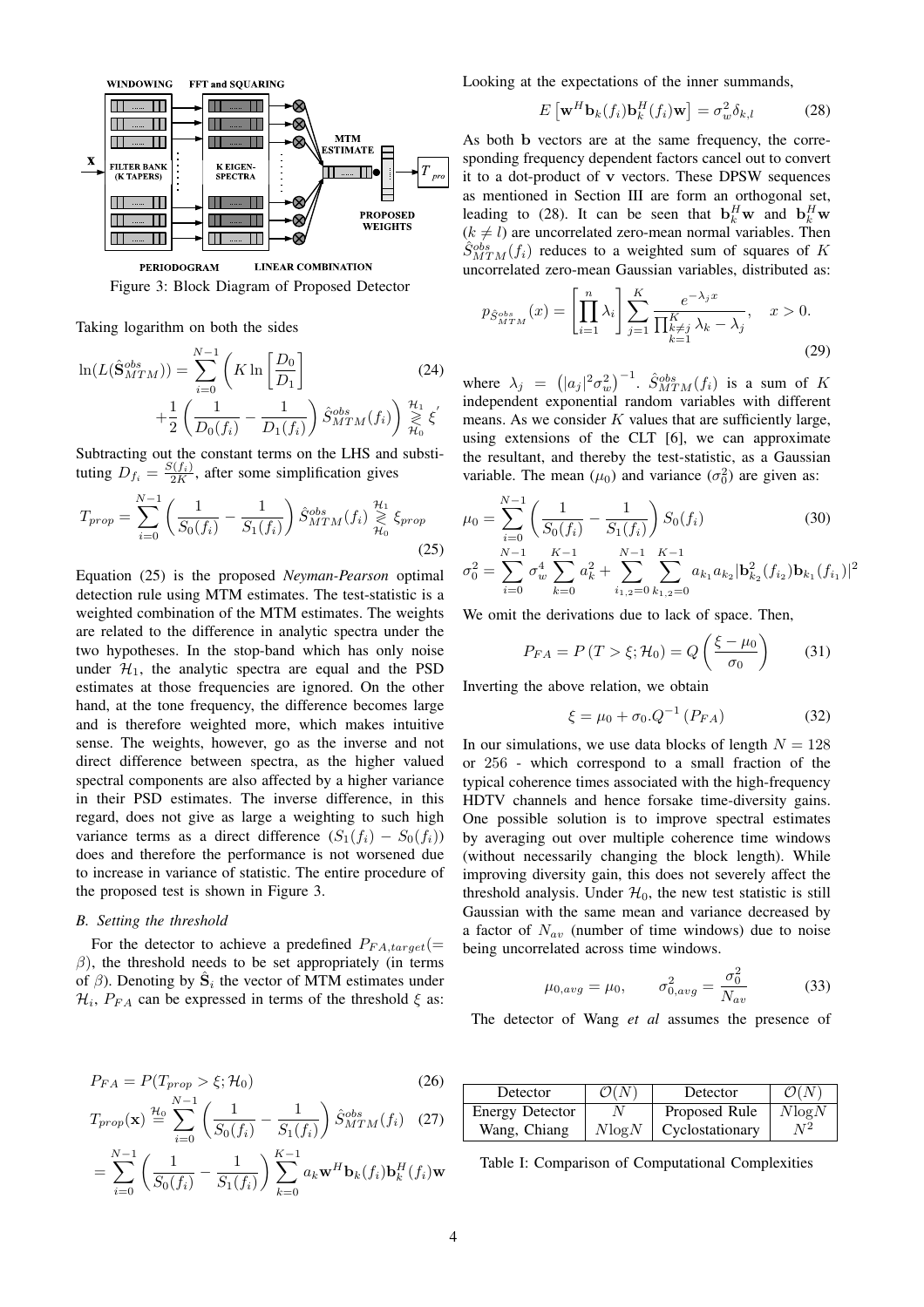Figure 3: Block Diagram of Proposed Detector

Taking logarithm on both the sides

$$\ln(L(\hat{\mathbf{S}}_{MTM}^{obs})) = \sum_{i=0}^{N-1} \left( K \ln\left[\frac{D_0}{D_1}\right] + \frac{1}{2}\left(\frac{1}{D_0(f_i)} - \frac{1}{D_1(f_i)}\right) \hat{S}_{MTM}^{obs}(f_i) \right) \underset{\mathcal{H}_0}{\overset{\mathcal{H}_1}{\gtrless}} \xi' \tag{24}$$

Subtracting out the constant terms on the LHS and substituting $D_{f_i} = \frac{S(f_i)}{2K}$, after some simplification gives

$$T_{prop} = \sum_{i=0}^{N-1} \left(\frac{1}{S_0(f_i)} - \frac{1}{S_1(f_i)}\right) \hat{S}_{MTM}^{obs}(f_i) \underset{\mathcal{H}_0}{\overset{\mathcal{H}_1}{\gtrless}} \xi_{prop} \tag{25}$$

Equation (25) is the proposed *Neyman-Pearson* optimal detection rule using MTM estimates. The test-statistic is a weighted combination of the MTM estimates. The weights are related to the difference in analytic spectra under the two hypotheses. In the stop-band which has only noise under $\mathcal{H}_1$, the analytic spectra are equal and the PSD estimates at those frequencies are ignored. On the other hand, at the tone frequency, the difference becomes large and is therefore weighted more, which makes intuitive sense. The weights, however, go as the inverse and not direct difference between spectra, as the higher valued spectral components are also affected by a higher variance in their PSD estimates. The inverse difference, in this regard, does not give as large a weighting to such high variance terms as a direct difference $(S_1(f_i) - S_0(f_i))$ does and therefore the performance is not worsened due to increase in variance of statistic. The entire procedure of the proposed test is shown in Figure 3.

### B. Setting the threshold

For the detector to achieve a predefined $P_{FA,target}(= \beta)$, the threshold needs to be set appropriately (in terms of $\beta$). Denoting by $\hat{\mathbf{S}}_i$ the vector of MTM estimates under $\mathcal{H}_i$, $P_{FA}$ can be expressed in terms of the threshold $\xi$ as:

$$P_{FA} = P(T_{prop} > \xi; \mathcal{H}_0) \tag{26}$$

$$T_{prop}(\mathbf{x}) \overset{\mathcal{H}_0}{=} \sum_{i=0}^{N-1} \left(\frac{1}{S_0(f_i)} - \frac{1}{S_1(f_i)}\right) \hat{S}_{MTM}^{obs}(f_i) \tag{27}$$

$$= \sum_{i=0}^{N-1} \left(\frac{1}{S_0(f_i)} - \frac{1}{S_1(f_i)}\right) \sum_{k=0}^{K-1} a_k \mathbf{w}^H \mathbf{b}_k(f_i) \mathbf{b}_k^H(f_i) \mathbf{w}$$

Looking at the expectations of the inner summands,

$$E\left[\mathbf{w}^H \mathbf{b}_k(f_i) \mathbf{b}_k^H(f_i) \mathbf{w}\right] = \sigma_w^2 \delta_{k,l} \tag{28}$$

As both $\mathbf{b}$ vectors are at the same frequency, the corresponding frequency dependent factors cancel out to convert it to a dot-product of $\mathbf{v}$ vectors. These DPSW sequences as mentioned in Section III are form an orthogonal set, leading to (28). It can be seen that $\mathbf{b}_k^H \mathbf{w}$ and $\mathbf{b}_k^H \mathbf{w}$ $(k \neq l)$ are uncorrelated zero-mean normal variables. Then $\hat{S}_{MTM}^{obs}(f_i)$ reduces to a weighted sum of squares of $K$ uncorrelated zero-mean Gaussian variables, distributed as:

$$p_{\hat{S}_{MTM}^{obs}}(x) = \left[\prod_{i=1}^{n} \lambda_i\right] \sum_{j=1}^{K} \frac{e^{-\lambda_j x}}{\prod_{\substack{k \neq j \\ k=1}}^{K} \lambda_k - \lambda_j}, \quad x > 0. \tag{29}$$

where $\lambda_j = \left(|a_j|^2 \sigma_w^2\right)^{-1}$. $\hat{S}_{MTM}^{obs}(f_i)$ is a sum of $K$ independent exponential random variables with different means. As we consider $K$ values that are sufficiently large, using extensions of the CLT [6], we can approximate the resultant, and thereby the test-statistic, as a Gaussian variable. The mean ($\mu_0$) and variance ($\sigma_0^2$) are given as:

$$\mu_0 = \sum_{i=0}^{N-1} \left(\frac{1}{S_0(f_i)} - \frac{1}{S_1(f_i)}\right) S_0(f_i) \tag{30}$$

$$\sigma_0^2 = \sum_{i=0}^{N-1} \sigma_w^4 \sum_{k=0}^{K-1} a_k^2 + \sum_{i_{1,2}=0}^{N-1} \sum_{k_{1,2}=0}^{K-1} a_{k_1} a_{k_2} |\mathbf{b}_{k_2}^2(f_{i_2}) \mathbf{b}_{k_1}(f_{i_1})|^2$$

We omit the derivations due to lack of space. Then,

$$P_{FA} = P\left(T > \xi; \mathcal{H}_0\right) = Q\left(\frac{\xi - \mu_0}{\sigma_0}\right) \tag{31}$$

Inverting the above relation, we obtain

$$\xi = \mu_0 + \sigma_0 . Q^{-1}\left(P_{FA}\right) \tag{32}$$

In our simulations, we use data blocks of length $N = 128$ or $256$ - which correspond to a small fraction of the typical coherence times associated with the high-frequency HDTV channels and hence forsake time-diversity gains. One possible solution is to improve spectral estimates by averaging out over multiple coherence time windows (without necessarily changing the block length). While improving diversity gain, this does not severely affect the threshold analysis. Under $\mathcal{H}_0$, the new test statistic is still Gaussian with the same mean and variance decreased by a factor of $N_{av}$ (number of time windows) due to noise being uncorrelated across time windows.

$$\mu_{0,avg} = \mu_0, \qquad \sigma_{0,avg}^2 = \frac{\sigma_0^2}{N_{av}} \tag{33}$$

The detector of Wang *et al* assumes the presence of

| Detector | $\mathcal{O}(N)$ | Detector | $\mathcal{O}(N)$ |
|---|---|---|---|
| Energy Detector | $N$ | Proposed Rule | $N\log N$ |
| Wang, Chiang | $N\log N$ | Cyclostationary | $N^2$ |

Table I: Comparison of Computational Complexities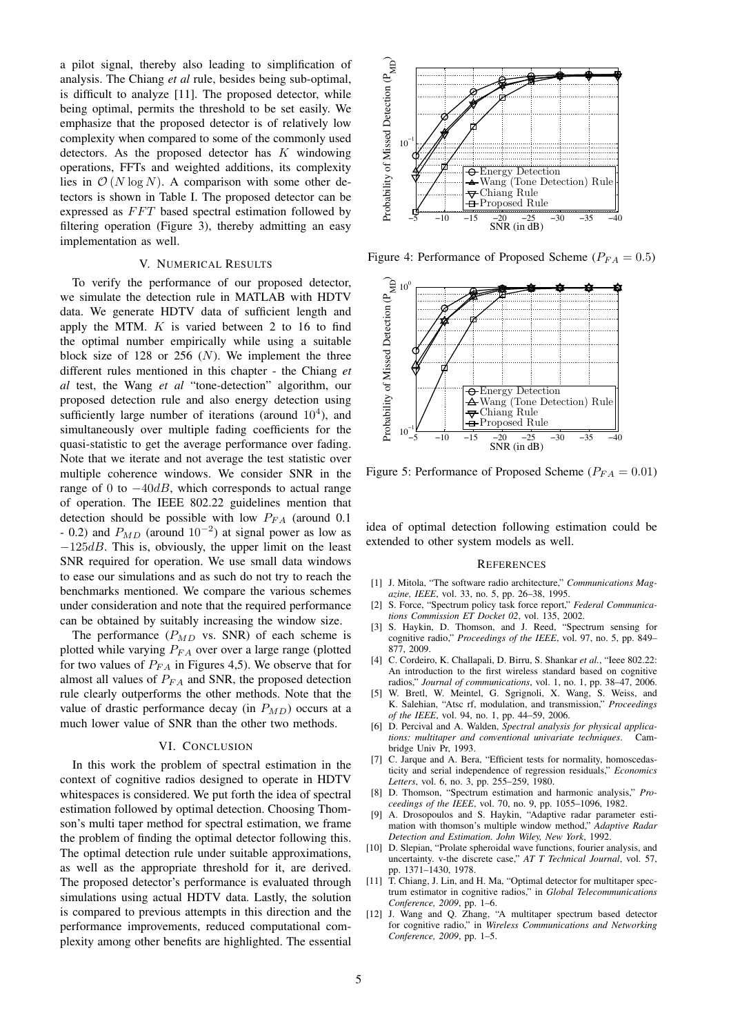a pilot signal, thereby also leading to simplification of analysis. The Chiang *et al* rule, besides being sub-optimal, is difficult to analyze [11]. The proposed detector, while being optimal, permits the threshold to be set easily. We emphasize that the proposed detector is of relatively low complexity when compared to some of the commonly used detectors. As the proposed detector has $K$ windowing operations, FFTs and weighted additions, its complexity lies in $\mathcal{O}(N \log N)$. A comparison with some other detectors is shown in Table I. The proposed detector can be expressed as $FFT$ based spectral estimation followed by filtering operation (Figure 3), thereby admitting an easy implementation as well.

## V. Numerical Results

To verify the performance of our proposed detector, we simulate the detection rule in MATLAB with HDTV data. We generate HDTV data of sufficient length and apply the MTM. $K$ is varied between 2 to 16 to find the optimal number empirically while using a suitable block size of 128 or 256 ($N$). We implement the three different rules mentioned in this chapter - the Chiang *et al* test, the Wang *et al* "tone-detection" algorithm, our proposed detection rule and also energy detection using sufficiently large number of iterations (around $10^4$), and simultaneously over multiple fading coefficients for the quasi-statistic to get the average performance over fading. Note that we iterate and not average the test statistic over multiple coherence windows. We consider SNR in the range of 0 to $-40dB$, which corresponds to actual range of operation. The IEEE 802.22 guidelines mention that detection should be possible with low $P_{FA}$ (around 0.1 - 0.2) and $P_{MD}$ (around $10^{-2}$) at signal power as low as $-125dB$. This is, obviously, the upper limit on the least SNR required for operation. We use small data windows to ease our simulations and as such do not try to reach the benchmarks mentioned. We compare the various schemes under consideration and note that the required performance can be obtained by suitably increasing the window size.

The performance ($P_{MD}$ vs. SNR) of each scheme is plotted while varying $P_{FA}$ over over a large range (plotted for two values of $P_{FA}$ in Figures 4,5). We observe that for almost all values of $P_{FA}$ and SNR, the proposed detection rule clearly outperforms the other methods. Note that the value of drastic performance decay (in $P_{MD}$) occurs at a much lower value of SNR than the other two methods.

Probability of Missed Detection ($P_{MD}$)
$10^{-1}$
−5 −10 −15 −20 −25 −30 −35 −40
SNR (in dB)
Energy Detection
Wang (Tone Detection) Rule
Chiang Rule
Proposed Rule

Figure 4: Performance of Proposed Scheme ($P_{FA} = 0.5$)

Probability of Missed Detection ($P_{MD}$)
$10^{0}$
$10^{-1}$
−5 −10 −15 −20 −25 −30 −35 −40
SNR (in dB)
Energy Detection
Wang (Tone Detection) Rule
Chiang Rule
Proposed Rule

Figure 5: Performance of Proposed Scheme ($P_{FA} = 0.01$)

## VI. Conclusion

In this work the problem of spectral estimation in the context of cognitive radios designed to operate in HDTV whitespaces is considered. We put forth the idea of spectral estimation followed by optimal detection. Choosing Thomson's multi taper method for spectral estimation, we frame the problem of finding the optimal detector following this. The optimal detection rule under suitable approximations, as well as the appropriate threshold for it, are derived. The proposed detector's performance is evaluated through simulations using actual HDTV data. Lastly, the solution is compared to previous attempts in this direction and the performance improvements, reduced computational complexity among other benefits are highlighted. The essential idea of optimal detection following estimation could be extended to other system models as well.

## References

[1] J. Mitola, "The software radio architecture," *Communications Magazine, IEEE*, vol. 33, no. 5, pp. 26–38, 1995.

[2] S. Force, "Spectrum policy task force report," *Federal Communications Commission ET Docket 02*, vol. 135, 2002.

[3] S. Haykin, D. Thomson, and J. Reed, "Spectrum sensing for cognitive radio," *Proceedings of the IEEE*, vol. 97, no. 5, pp. 849–877, 2009.

[4] C. Cordeiro, K. Challapali, D. Birru, S. Shankar *et al.*, "Ieee 802.22: An introduction to the first wireless standard based on cognitive radios," *Journal of communications*, vol. 1, no. 1, pp. 38–47, 2006.

[5] W. Bretl, W. Meintel, G. Sgrignoli, X. Wang, S. Weiss, and K. Salehian, "Atsc rf, modulation, and transmission," *Proceedings of the IEEE*, vol. 94, no. 1, pp. 44–59, 2006.

[6] D. Percival and A. Walden, *Spectral analysis for physical applications: multitaper and conventional univariate techniques*. Cambridge Univ Pr, 1993.

[7] C. Jarque and A. Bera, "Efficient tests for normality, homoscedasticity and serial independence of regression residuals," *Economics Letters*, vol. 6, no. 3, pp. 255–259, 1980.

[8] D. Thomson, "Spectrum estimation and harmonic analysis," *Proceedings of the IEEE*, vol. 70, no. 9, pp. 1055–1096, 1982.

[9] A. Drosopoulos and S. Haykin, "Adaptive radar parameter estimation with thomson's multiple window method," *Adaptive Radar Detection and Estimation. John Wiley, New York*, 1992.

[10] D. Slepian, "Prolate spheroidal wave functions, fourier analysis, and uncertainty. v-the discrete case," *AT T Technical Journal*, vol. 57, pp. 1371–1430, 1978.

[11] T. Chiang, J. Lin, and H. Ma, "Optimal detector for multitaper spectrum estimator in cognitive radios," in *Global Telecommunications Conference, 2009*, pp. 1–6.

[12] J. Wang and Q. Zhang, "A multitaper spectrum based detector for cognitive radio," in *Wireless Communications and Networking Conference, 2009*, pp. 1–5.